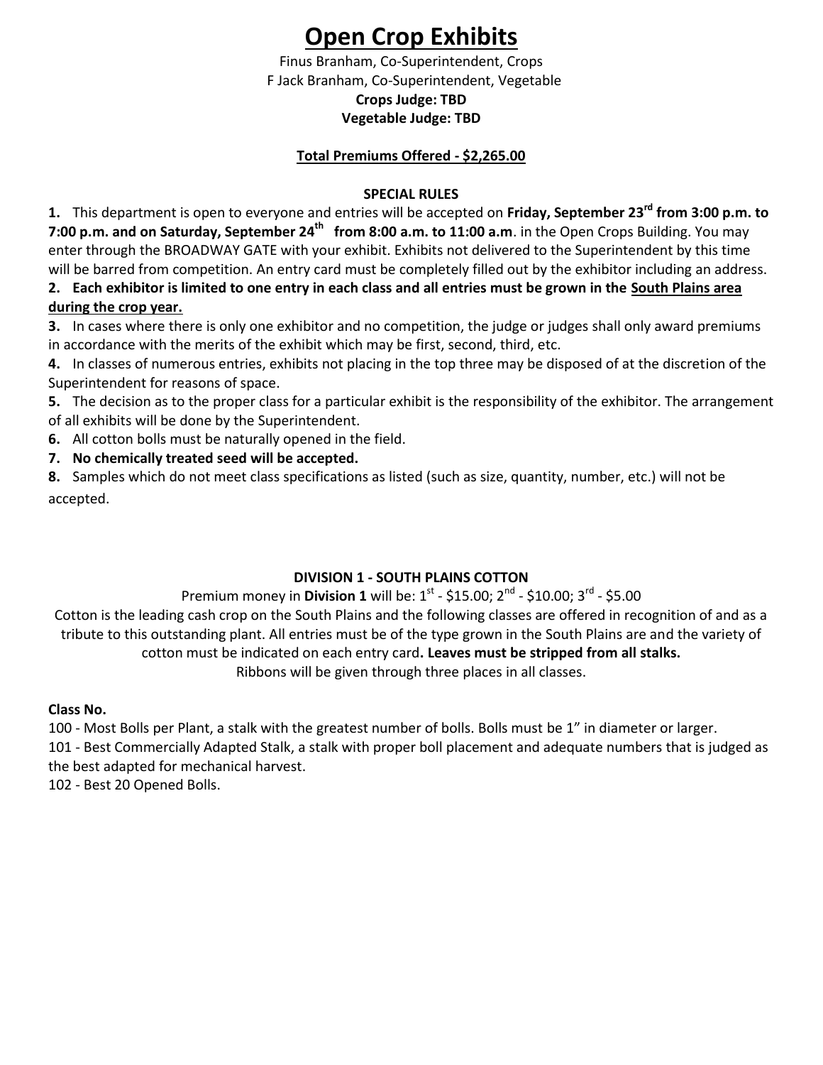# Open Crop Exhibits

Finus Branham, Co-Superintendent, Crops
F Jack Branham, Co-Superintendent, Vegetable
**Crops Judge: TBD**
**Vegetable Judge: TBD**

**Total Premiums Offered - $2,265.00**

**SPECIAL RULES**

**1.** This department is open to everyone and entries will be accepted on **Friday, September 23rd from 3:00 p.m. to 7:00 p.m. and on Saturday, September 24th from 8:00 a.m. to 11:00 a.m**. in the Open Crops Building. You may enter through the BROADWAY GATE with your exhibit. Exhibits not delivered to the Superintendent by this time will be barred from competition. An entry card must be completely filled out by the exhibitor including an address.

**2. Each exhibitor is limited to one entry in each class and all entries must be grown in the South Plains area during the crop year.**

**3.** In cases where there is only one exhibitor and no competition, the judge or judges shall only award premiums in accordance with the merits of the exhibit which may be first, second, third, etc.

**4.** In classes of numerous entries, exhibits not placing in the top three may be disposed of at the discretion of the Superintendent for reasons of space.

**5.** The decision as to the proper class for a particular exhibit is the responsibility of the exhibitor. The arrangement of all exhibits will be done by the Superintendent.

**6.** All cotton bolls must be naturally opened in the field.

**7. No chemically treated seed will be accepted.**

**8.** Samples which do not meet class specifications as listed (such as size, quantity, number, etc.) will not be accepted.

**DIVISION 1 - SOUTH PLAINS COTTON**

Premium money in **Division 1** will be: 1st - $15.00; 2nd - $10.00; 3rd - $5.00

Cotton is the leading cash crop on the South Plains and the following classes are offered in recognition of and as a tribute to this outstanding plant. All entries must be of the type grown in the South Plains are and the variety of cotton must be indicated on each entry card**. Leaves must be stripped from all stalks.**

Ribbons will be given through three places in all classes.

**Class No.**

100 - Most Bolls per Plant, a stalk with the greatest number of bolls. Bolls must be 1" in diameter or larger.

101 - Best Commercially Adapted Stalk, a stalk with proper boll placement and adequate numbers that is judged as the best adapted for mechanical harvest.

102 - Best 20 Opened Bolls.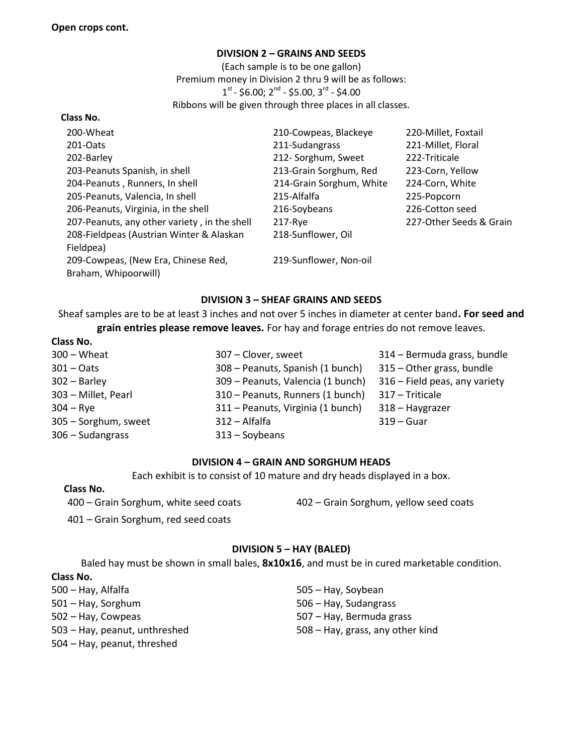**Open crops cont.**

## DIVISION 2 – GRAINS AND SEEDS

(Each sample is to be one gallon)
Premium money in Division 2 thru 9 will be as follows:
1st - $6.00; 2nd - $5.00, 3rd - $4.00
Ribbons will be given through three places in all classes.

**Class No.**

200-Wheat
201-Oats
202-Barley
203-Peanuts Spanish, in shell
204-Peanuts , Runners, In shell
205-Peanuts, Valencia, In shell
206-Peanuts, Virginia, in the shell
207-Peanuts, any other variety , in the shell
208-Fieldpeas (Austrian Winter & Alaskan Fieldpea)
209-Cowpeas, (New Era, Chinese Red, Braham, Whipoorwill)
210-Cowpeas, Blackeye
211-Sudangrass
212- Sorghum, Sweet
213-Grain Sorghum, Red
214-Grain Sorghum, White
215-Alfalfa
216-Soybeans
217-Rye
218-Sunflower, Oil
219-Sunflower, Non-oil
220-Millet, Foxtail
221-Millet, Floral
222-Triticale
223-Corn, Yellow
224-Corn, White
225-Popcorn
226-Cotton seed
227-Other Seeds & Grain

## DIVISION 3 – SHEAF GRAINS AND SEEDS

Sheaf samples are to be at least 3 inches and not over 5 inches in diameter at center band**. For seed and grain entries please remove leaves.** For hay and forage entries do not remove leaves.

**Class No.**

300 – Wheat
301 – Oats
302 – Barley
303 – Millet, Pearl
304 – Rye
305 – Sorghum, sweet
306 – Sudangrass
307 – Clover, sweet
308 – Peanuts, Spanish (1 bunch)
309 – Peanuts, Valencia (1 bunch)
310 – Peanuts, Runners (1 bunch)
311 – Peanuts, Virginia (1 bunch)
312 – Alfalfa
313 – Soybeans
314 – Bermuda grass, bundle
315 – Other grass, bundle
316 – Field peas, any variety
317 – Triticale
318 – Haygrazer
319 – Guar

## DIVISION 4 – GRAIN AND SORGHUM HEADS

Each exhibit is to consist of 10 mature and dry heads displayed in a box.

**Class No.**

400 – Grain Sorghum, white seed coats
401 – Grain Sorghum, red seed coats
402 – Grain Sorghum, yellow seed coats

## DIVISION 5 – HAY (BALED)

Baled hay must be shown in small bales, **8x10x16**, and must be in cured marketable condition.

**Class No.**

500 – Hay, Alfalfa
501 – Hay, Sorghum
502 – Hay, Cowpeas
503 – Hay, peanut, unthreshed
504 – Hay, peanut, threshed
505 – Hay, Soybean
506 – Hay, Sudangrass
507 – Hay, Bermuda grass
508 – Hay, grass, any other kind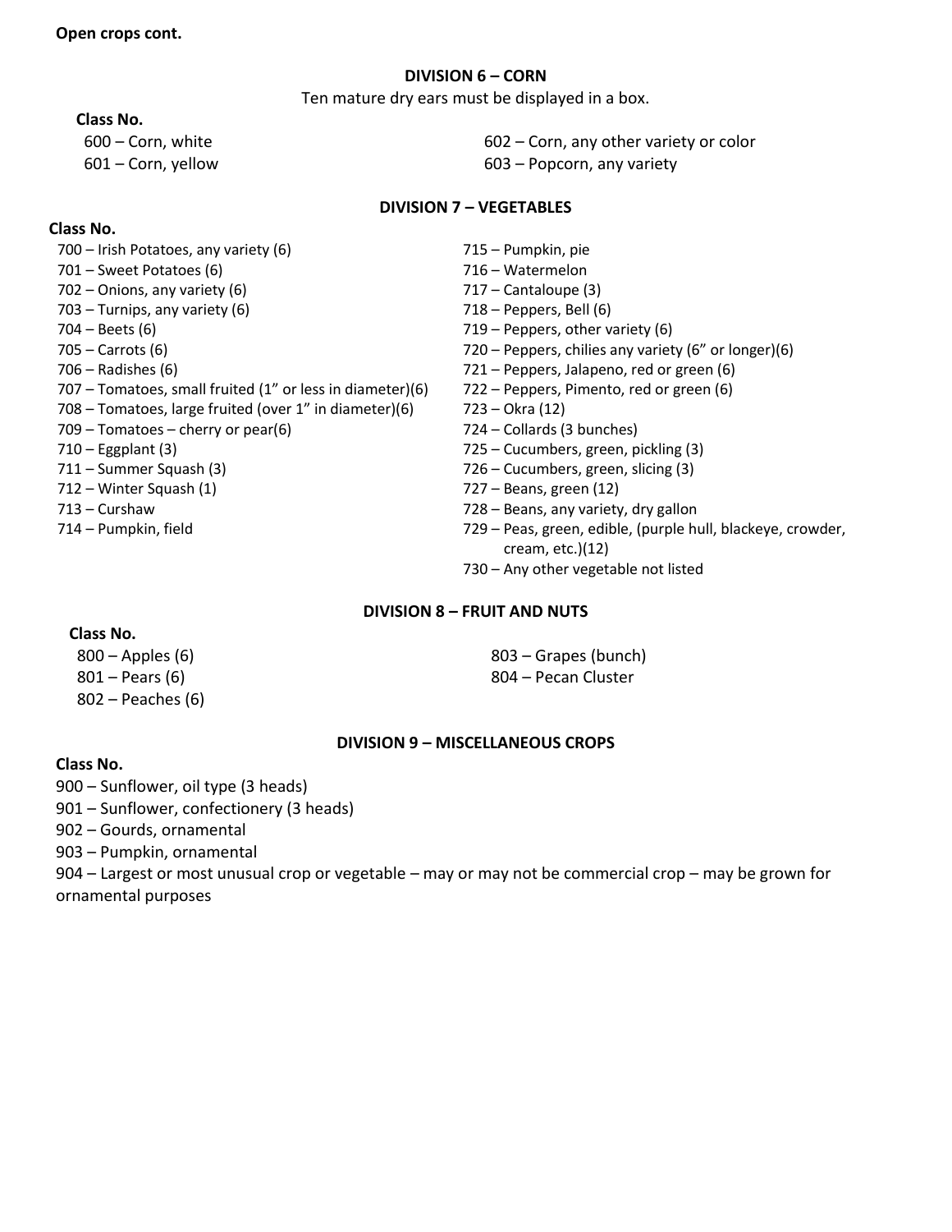**Open crops cont.**

## DIVISION 6 – CORN

Ten mature dry ears must be displayed in a box.

**Class No.**

600 – Corn, white
601 – Corn, yellow
602 – Corn, any other variety or color
603 – Popcorn, any variety

## DIVISION 7 – VEGETABLES

**Class No.**

700 – Irish Potatoes, any variety (6)
701 – Sweet Potatoes (6)
702 – Onions, any variety (6)
703 – Turnips, any variety (6)
704 – Beets (6)
705 – Carrots (6)
706 – Radishes (6)
707 – Tomatoes, small fruited (1" or less in diameter)(6)
708 – Tomatoes, large fruited (over 1" in diameter)(6)
709 – Tomatoes – cherry or pear(6)
710 – Eggplant (3)
711 – Summer Squash (3)
712 – Winter Squash (1)
713 – Curshaw
714 – Pumpkin, field
715 – Pumpkin, pie
716 – Watermelon
717 – Cantaloupe (3)
718 – Peppers, Bell (6)
719 – Peppers, other variety (6)
720 – Peppers, chilies any variety (6" or longer)(6)
721 – Peppers, Jalapeno, red or green (6)
722 – Peppers, Pimento, red or green (6)
723 – Okra (12)
724 – Collards (3 bunches)
725 – Cucumbers, green, pickling (3)
726 – Cucumbers, green, slicing (3)
727 – Beans, green (12)
728 – Beans, any variety, dry gallon
729 – Peas, green, edible, (purple hull, blackeye, crowder, cream, etc.)(12)
730 – Any other vegetable not listed

## DIVISION 8 – FRUIT AND NUTS

**Class No.**

800 – Apples (6)
801 – Pears (6)
802 – Peaches (6)
803 – Grapes (bunch)
804 – Pecan Cluster

## DIVISION 9 – MISCELLANEOUS CROPS

**Class No.**

900 – Sunflower, oil type (3 heads)
901 – Sunflower, confectionery (3 heads)
902 – Gourds, ornamental
903 – Pumpkin, ornamental
904 – Largest or most unusual crop or vegetable – may or may not be commercial crop – may be grown for ornamental purposes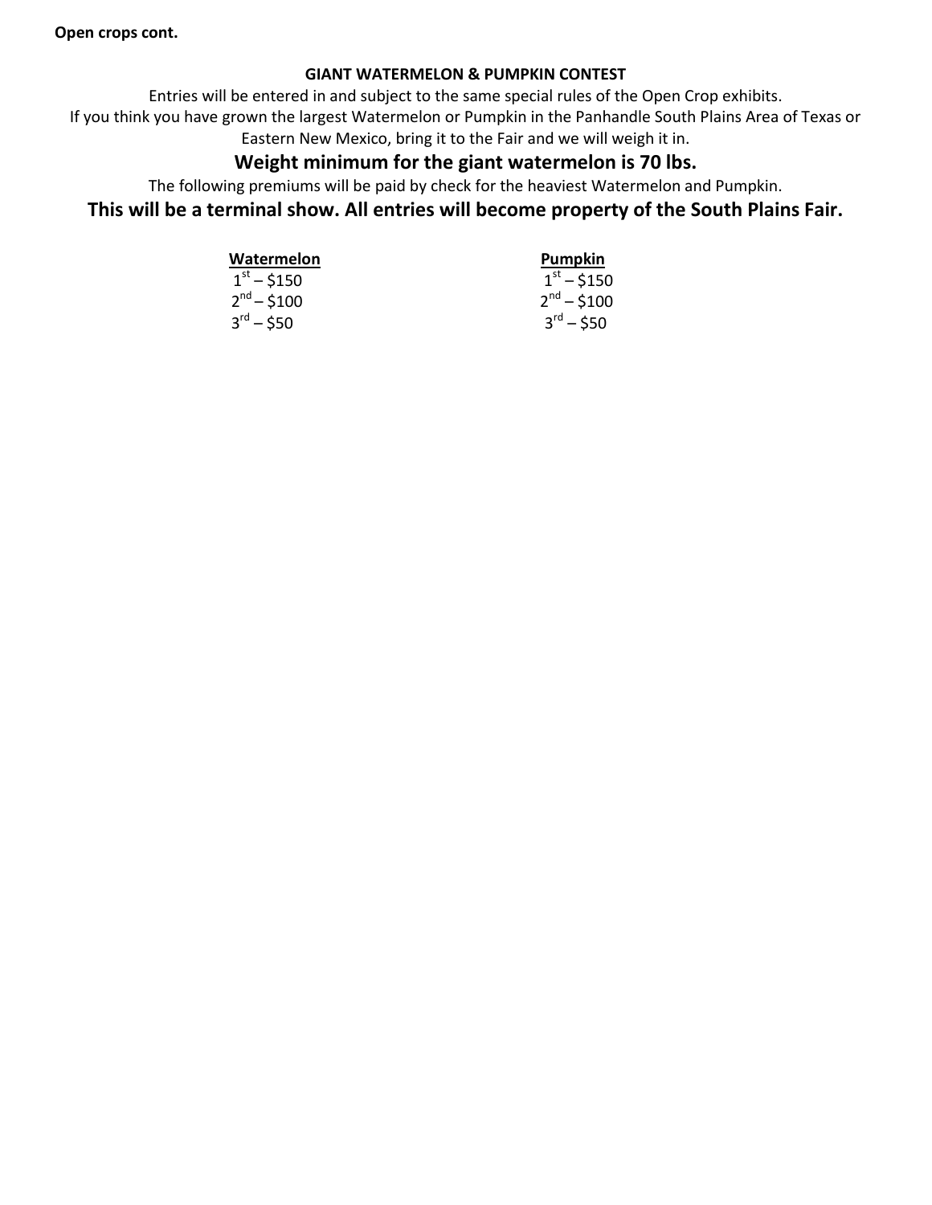**Open crops cont.**

## GIANT WATERMELON & PUMPKIN CONTEST

Entries will be entered in and subject to the same special rules of the Open Crop exhibits.
If you think you have grown the largest Watermelon or Pumpkin in the Panhandle South Plains Area of Texas or Eastern New Mexico, bring it to the Fair and we will weigh it in.

**Weight minimum for the giant watermelon is 70 lbs.**

The following premiums will be paid by check for the heaviest Watermelon and Pumpkin.

**This will be a terminal show. All entries will become property of the South Plains Fair.**

| Watermelon | Pumpkin |
|---|---|
| 1st – $150 | 1st – $150 |
| 2nd – $100 | 2nd – $100 |
| 3rd – $50 | 3rd – $50 |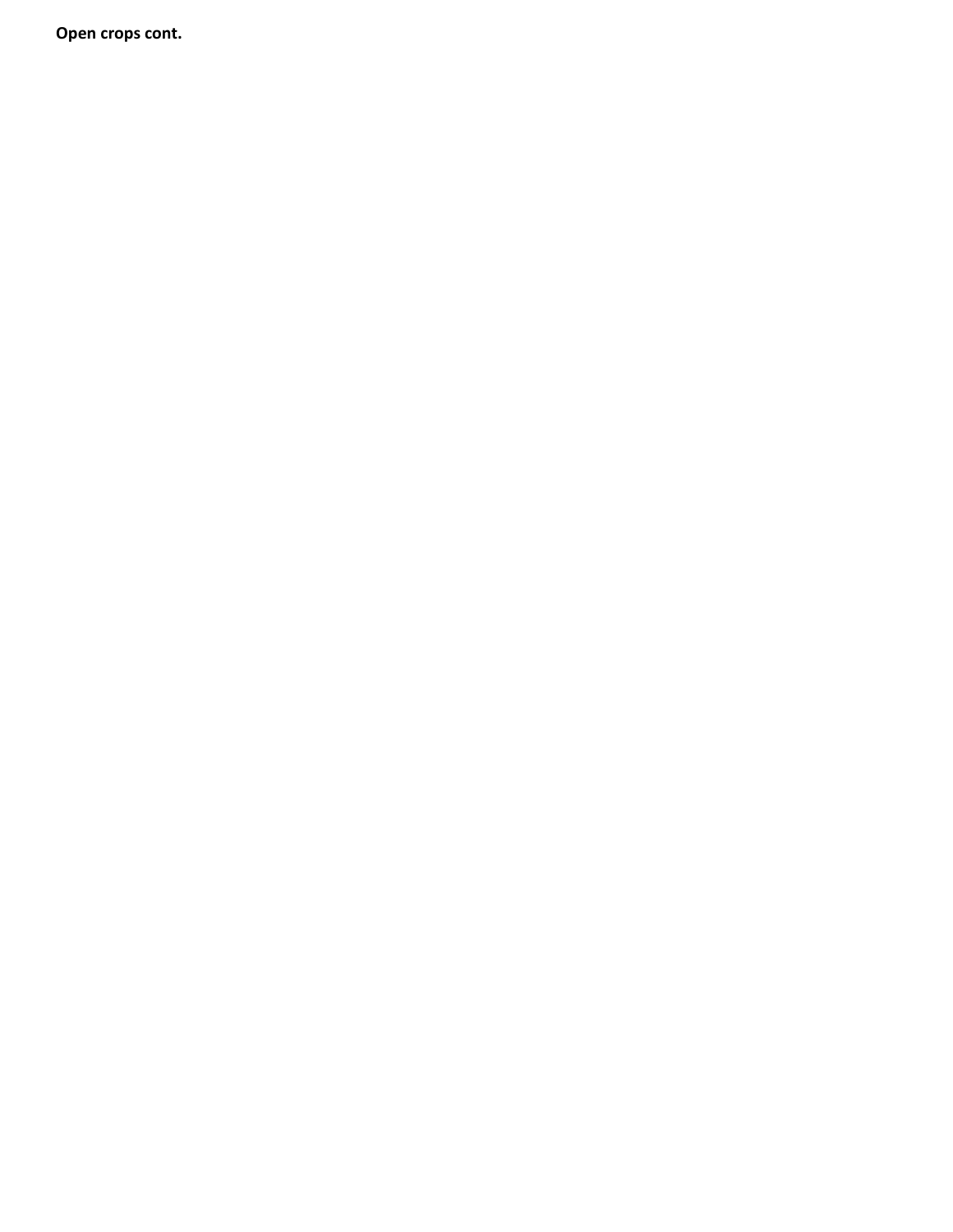**Open crops cont.**